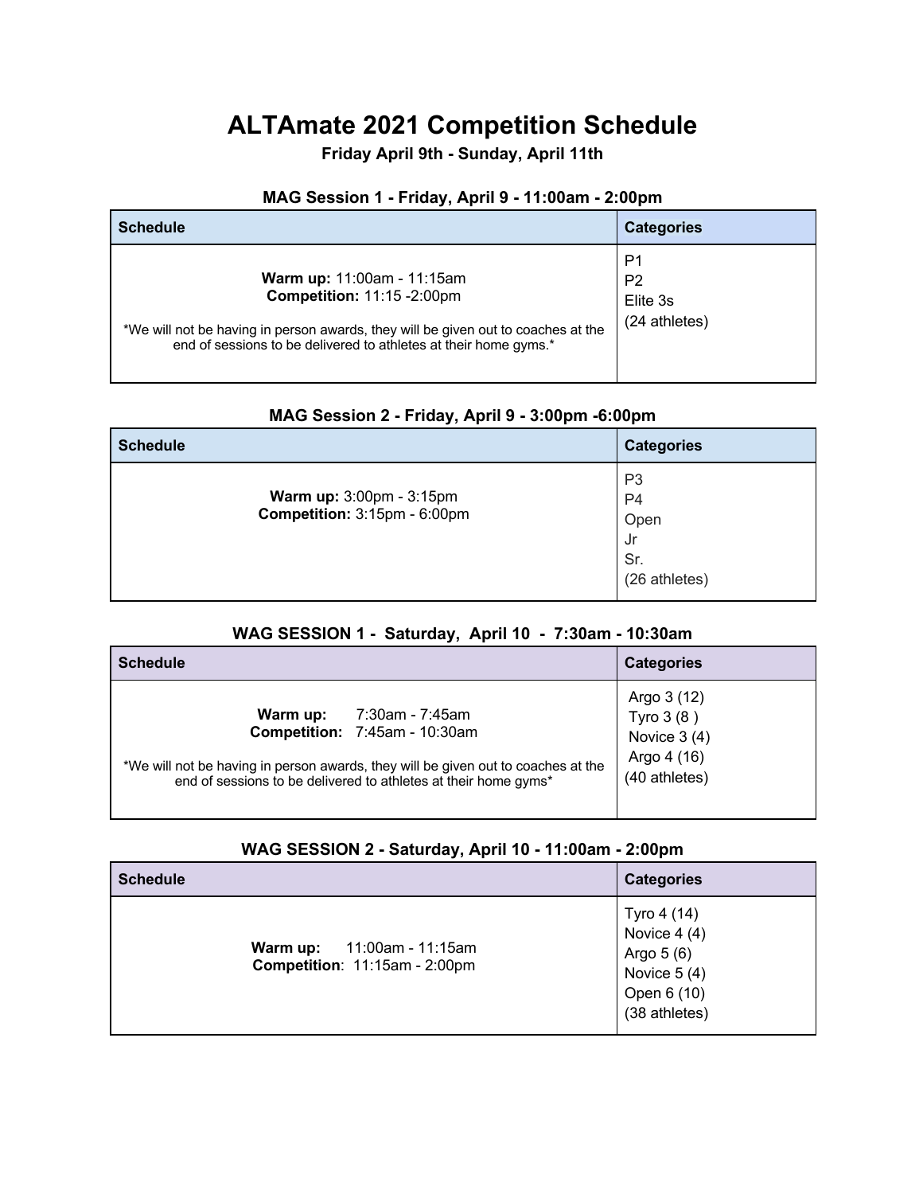# ALTAmate 2021 Competition Schedule

**Friday April 9th - Sunday, April 11th**

### MAG Session 1 - Friday, April 9 - 11:00am - 2:00pm

| Schedule | Categories |
|---|---|
| **Warm up:** 11:00am - 11:15am<br>**Competition:** 11:15 -2:00pm<br><br>*We will not be having in person awards, they will be given out to coaches at the end of sessions to be delivered to athletes at their home gyms.* | P1<br>P2<br>Elite 3s<br>(24 athletes) |

### MAG Session 2 - Friday, April 9 - 3:00pm -6:00pm

| Schedule | Categories |
|---|---|
| **Warm up:** 3:00pm - 3:15pm<br>**Competition:** 3:15pm - 6:00pm | P3<br>P4<br>Open<br>Jr<br>Sr.<br>(26 athletes) |

### WAG SESSION 1 - Saturday, April 10 - 7:30am - 10:30am

| Schedule | Categories |
|---|---|
| **Warm up:** 7:30am - 7:45am<br>**Competition:** 7:45am - 10:30am<br><br>*We will not be having in person awards, they will be given out to coaches at the end of sessions to be delivered to athletes at their home gyms* | Argo 3 (12)<br>Tyro 3 (8 )<br>Novice 3 (4)<br>Argo 4 (16)<br>(40 athletes) |

### WAG SESSION 2 - Saturday, April 10 - 11:00am - 2:00pm

| Schedule | Categories |
|---|---|
| **Warm up:** 11:00am - 11:15am<br>**Competition**: 11:15am - 2:00pm | Tyro 4 (14)<br>Novice 4 (4)<br>Argo 5 (6)<br>Novice 5 (4)<br>Open 6 (10)<br>(38 athletes) |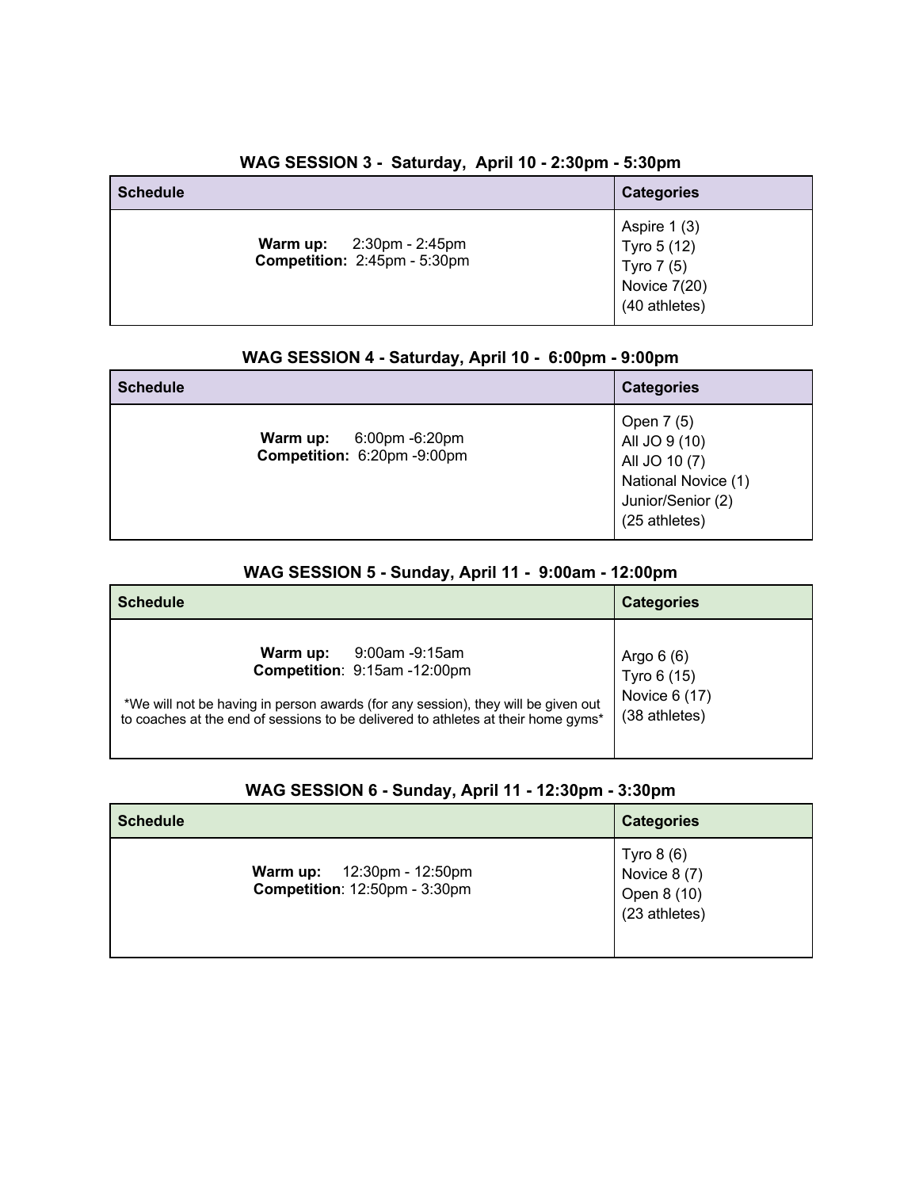### WAG SESSION 3 - Saturday, April 10 - 2:30pm - 5:30pm

| Schedule | Categories |
|---|---|
| **Warm up:** 2:30pm - 2:45pm<br>**Competition:** 2:45pm - 5:30pm | Aspire 1 (3)<br>Tyro 5 (12)<br>Tyro 7 (5)<br>Novice 7(20)<br>(40 athletes) |

### WAG SESSION 4 - Saturday, April 10 - 6:00pm - 9:00pm

| Schedule | Categories |
|---|---|
| **Warm up:** 6:00pm -6:20pm<br>**Competition:** 6:20pm -9:00pm | Open 7 (5)<br>All JO 9 (10)<br>All JO 10 (7)<br>National Novice (1)<br>Junior/Senior (2)<br>(25 athletes) |

### WAG SESSION 5 - Sunday, April 11 - 9:00am - 12:00pm

| Schedule | Categories |
|---|---|
| **Warm up:** 9:00am -9:15am<br>**Competition**: 9:15am -12:00pm<br><br>*We will not be having in person awards (for any session), they will be given out to coaches at the end of sessions to be delivered to athletes at their home gyms* | Argo 6 (6)<br>Tyro 6 (15)<br>Novice 6 (17)<br>(38 athletes) |

### WAG SESSION 6 - Sunday, April 11 - 12:30pm - 3:30pm

| Schedule | Categories |
|---|---|
| **Warm up:** 12:30pm - 12:50pm<br>**Competition**: 12:50pm - 3:30pm | Tyro 8 (6)<br>Novice 8 (7)<br>Open 8 (10)<br>(23 athletes) |